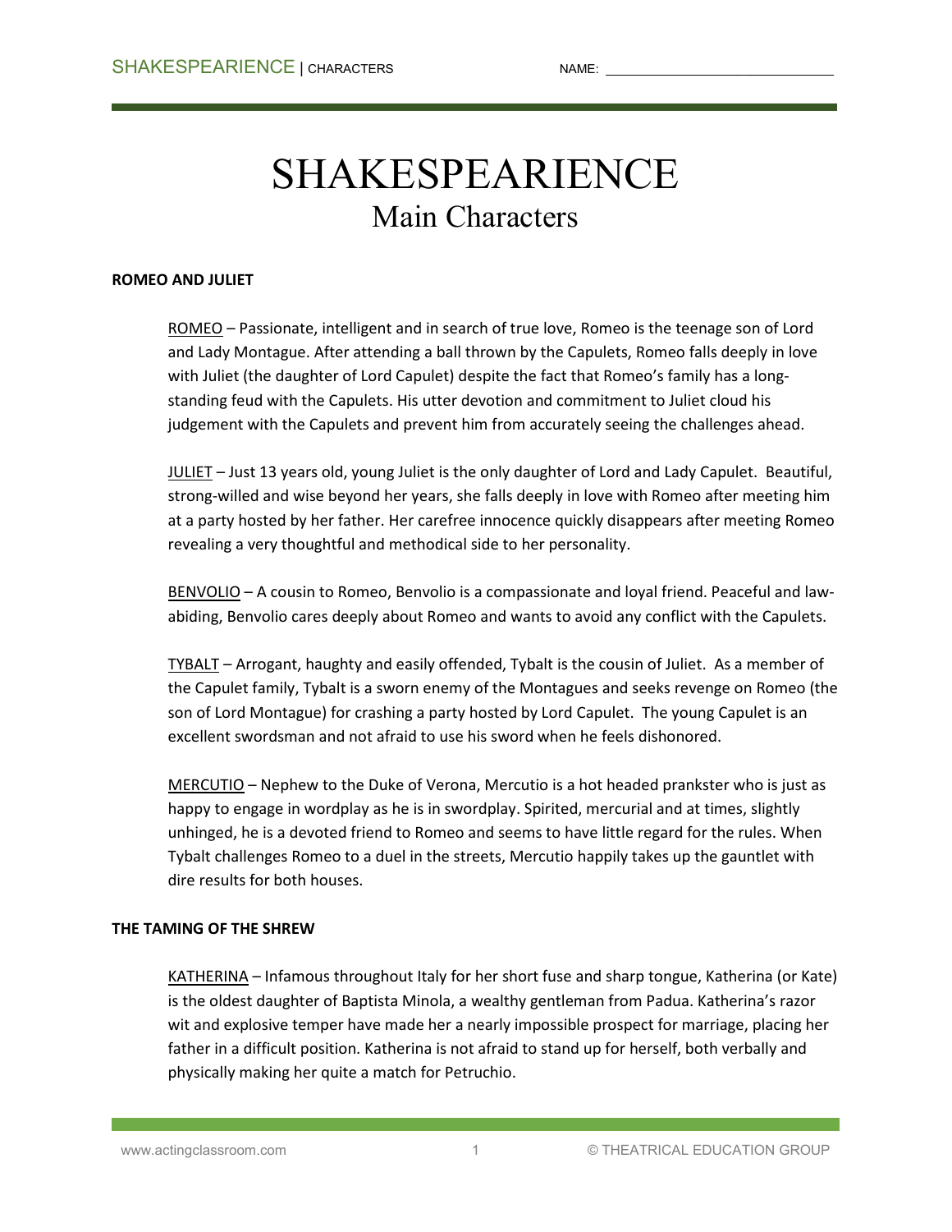# SHAKESPEARIENCE

## Main Characters

**ROMEO AND JULIET**

ROMEO – Passionate, intelligent and in search of true love, Romeo is the teenage son of Lord and Lady Montague. After attending a ball thrown by the Capulets, Romeo falls deeply in love with Juliet (the daughter of Lord Capulet) despite the fact that Romeo's family has a long-standing feud with the Capulets. His utter devotion and commitment to Juliet cloud his judgement with the Capulets and prevent him from accurately seeing the challenges ahead.

JULIET – Just 13 years old, young Juliet is the only daughter of Lord and Lady Capulet. Beautiful, strong-willed and wise beyond her years, she falls deeply in love with Romeo after meeting him at a party hosted by her father. Her carefree innocence quickly disappears after meeting Romeo revealing a very thoughtful and methodical side to her personality.

BENVOLIO – A cousin to Romeo, Benvolio is a compassionate and loyal friend. Peaceful and law-abiding, Benvolio cares deeply about Romeo and wants to avoid any conflict with the Capulets.

TYBALT – Arrogant, haughty and easily offended, Tybalt is the cousin of Juliet. As a member of the Capulet family, Tybalt is a sworn enemy of the Montagues and seeks revenge on Romeo (the son of Lord Montague) for crashing a party hosted by Lord Capulet. The young Capulet is an excellent swordsman and not afraid to use his sword when he feels dishonored.

MERCUTIO – Nephew to the Duke of Verona, Mercutio is a hot headed prankster who is just as happy to engage in wordplay as he is in swordplay. Spirited, mercurial and at times, slightly unhinged, he is a devoted friend to Romeo and seems to have little regard for the rules. When Tybalt challenges Romeo to a duel in the streets, Mercutio happily takes up the gauntlet with dire results for both houses.

**THE TAMING OF THE SHREW**

KATHERINA – Infamous throughout Italy for her short fuse and sharp tongue, Katherina (or Kate) is the oldest daughter of Baptista Minola, a wealthy gentleman from Padua. Katherina's razor wit and explosive temper have made her a nearly impossible prospect for marriage, placing her father in a difficult position. Katherina is not afraid to stand up for herself, both verbally and physically making her quite a match for Petruchio.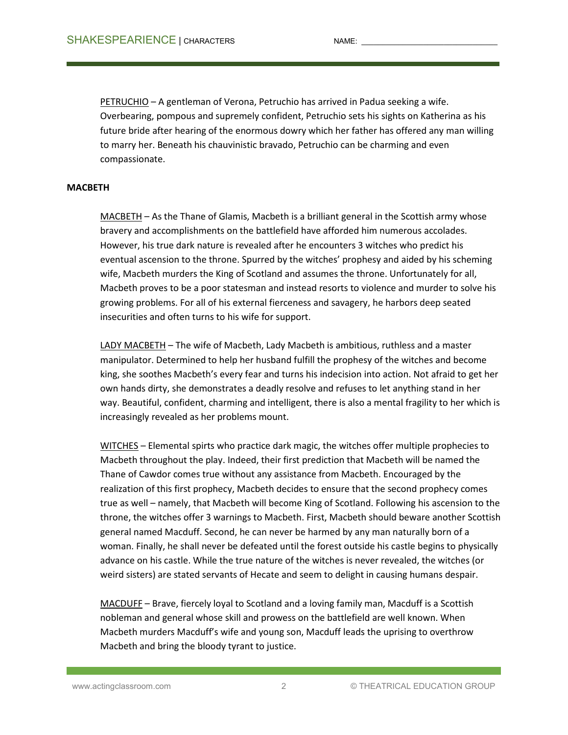PETRUCHIO – A gentleman of Verona, Petruchio has arrived in Padua seeking a wife. Overbearing, pompous and supremely confident, Petruchio sets his sights on Katherina as his future bride after hearing of the enormous dowry which her father has offered any man willing to marry her. Beneath his chauvinistic bravado, Petruchio can be charming and even compassionate.

**MACBETH**

MACBETH – As the Thane of Glamis, Macbeth is a brilliant general in the Scottish army whose bravery and accomplishments on the battlefield have afforded him numerous accolades. However, his true dark nature is revealed after he encounters 3 witches who predict his eventual ascension to the throne. Spurred by the witches' prophesy and aided by his scheming wife, Macbeth murders the King of Scotland and assumes the throne. Unfortunately for all, Macbeth proves to be a poor statesman and instead resorts to violence and murder to solve his growing problems. For all of his external fierceness and savagery, he harbors deep seated insecurities and often turns to his wife for support.

LADY MACBETH – The wife of Macbeth, Lady Macbeth is ambitious, ruthless and a master manipulator. Determined to help her husband fulfill the prophesy of the witches and become king, she soothes Macbeth's every fear and turns his indecision into action. Not afraid to get her own hands dirty, she demonstrates a deadly resolve and refuses to let anything stand in her way. Beautiful, confident, charming and intelligent, there is also a mental fragility to her which is increasingly revealed as her problems mount.

WITCHES – Elemental spirts who practice dark magic, the witches offer multiple prophecies to Macbeth throughout the play. Indeed, their first prediction that Macbeth will be named the Thane of Cawdor comes true without any assistance from Macbeth. Encouraged by the realization of this first prophecy, Macbeth decides to ensure that the second prophecy comes true as well – namely, that Macbeth will become King of Scotland. Following his ascension to the throne, the witches offer 3 warnings to Macbeth. First, Macbeth should beware another Scottish general named Macduff. Second, he can never be harmed by any man naturally born of a woman. Finally, he shall never be defeated until the forest outside his castle begins to physically advance on his castle. While the true nature of the witches is never revealed, the witches (or weird sisters) are stated servants of Hecate and seem to delight in causing humans despair.

MACDUFF – Brave, fiercely loyal to Scotland and a loving family man, Macduff is a Scottish nobleman and general whose skill and prowess on the battlefield are well known. When Macbeth murders Macduff's wife and young son, Macduff leads the uprising to overthrow Macbeth and bring the bloody tyrant to justice.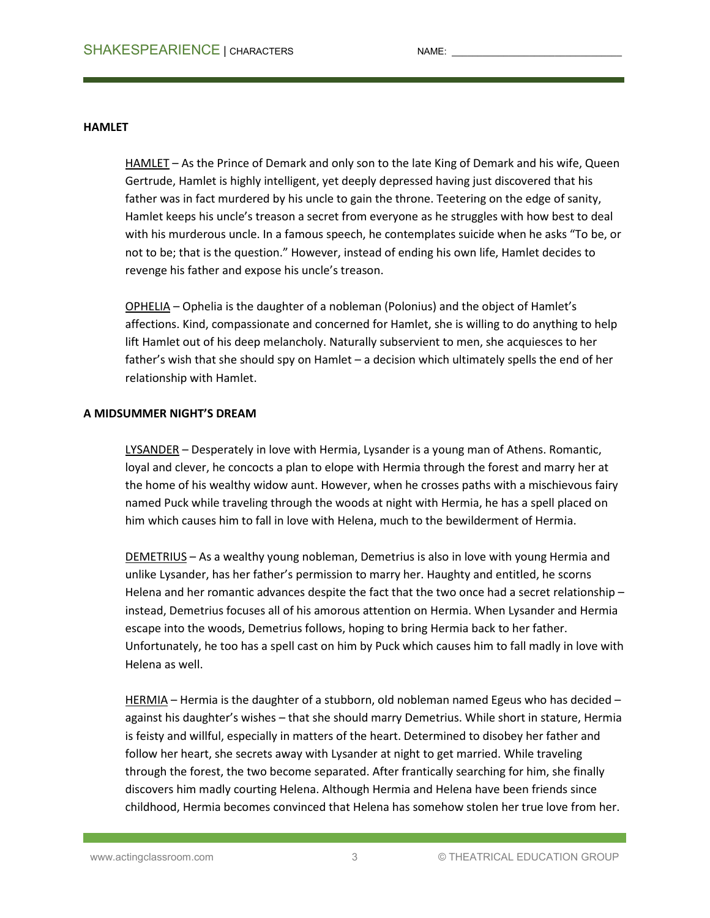## HAMLET

<u>HAMLET</u> – As the Prince of Demark and only son to the late King of Demark and his wife, Queen Gertrude, Hamlet is highly intelligent, yet deeply depressed having just discovered that his father was in fact murdered by his uncle to gain the throne. Teetering on the edge of sanity, Hamlet keeps his uncle's treason a secret from everyone as he struggles with how best to deal with his murderous uncle. In a famous speech, he contemplates suicide when he asks "To be, or not to be; that is the question." However, instead of ending his own life, Hamlet decides to revenge his father and expose his uncle's treason.

<u>OPHELIA</u> – Ophelia is the daughter of a nobleman (Polonius) and the object of Hamlet's affections. Kind, compassionate and concerned for Hamlet, she is willing to do anything to help lift Hamlet out of his deep melancholy. Naturally subservient to men, she acquiesces to her father's wish that she should spy on Hamlet – a decision which ultimately spells the end of her relationship with Hamlet.

## A MIDSUMMER NIGHT'S DREAM

<u>LYSANDER</u> – Desperately in love with Hermia, Lysander is a young man of Athens. Romantic, loyal and clever, he concocts a plan to elope with Hermia through the forest and marry her at the home of his wealthy widow aunt. However, when he crosses paths with a mischievous fairy named Puck while traveling through the woods at night with Hermia, he has a spell placed on him which causes him to fall in love with Helena, much to the bewilderment of Hermia.

<u>DEMETRIUS</u> – As a wealthy young nobleman, Demetrius is also in love with young Hermia and unlike Lysander, has her father's permission to marry her. Haughty and entitled, he scorns Helena and her romantic advances despite the fact that the two once had a secret relationship – instead, Demetrius focuses all of his amorous attention on Hermia. When Lysander and Hermia escape into the woods, Demetrius follows, hoping to bring Hermia back to her father. Unfortunately, he too has a spell cast on him by Puck which causes him to fall madly in love with Helena as well.

<u>HERMIA</u> – Hermia is the daughter of a stubborn, old nobleman named Egeus who has decided – against his daughter's wishes – that she should marry Demetrius. While short in stature, Hermia is feisty and willful, especially in matters of the heart. Determined to disobey her father and follow her heart, she secrets away with Lysander at night to get married. While traveling through the forest, the two become separated. After frantically searching for him, she finally discovers him madly courting Helena. Although Hermia and Helena have been friends since childhood, Hermia becomes convinced that Helena has somehow stolen her true love from her.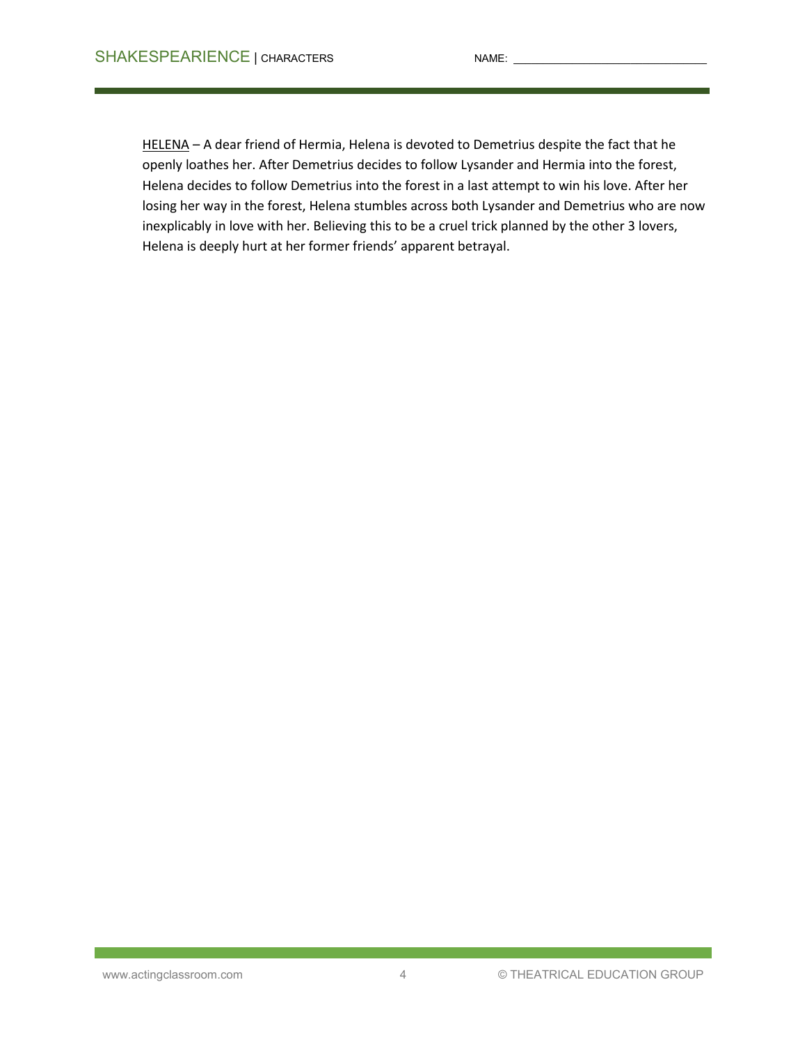<u>HELENA</u> – A dear friend of Hermia, Helena is devoted to Demetrius despite the fact that he openly loathes her. After Demetrius decides to follow Lysander and Hermia into the forest, Helena decides to follow Demetrius into the forest in a last attempt to win his love. After her losing her way in the forest, Helena stumbles across both Lysander and Demetrius who are now inexplicably in love with her. Believing this to be a cruel trick planned by the other 3 lovers, Helena is deeply hurt at her former friends' apparent betrayal.